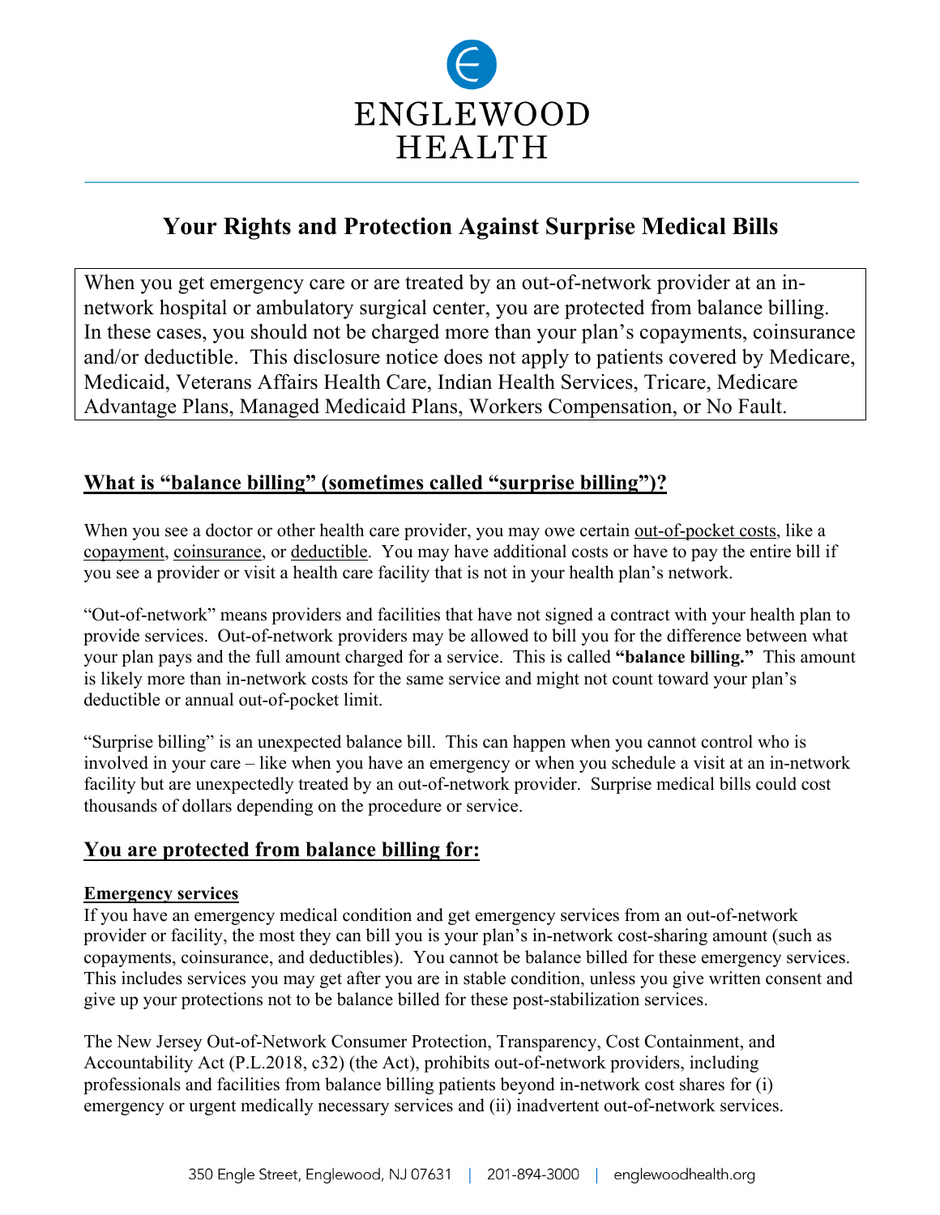# ENGLEWOOD HEALTH

## Your Rights and Protection Against Surprise Medical Bills

When you get emergency care or are treated by an out-of-network provider at an in-network hospital or ambulatory surgical center, you are protected from balance billing. In these cases, you should not be charged more than your plan's copayments, coinsurance and/or deductible. This disclosure notice does not apply to patients covered by Medicare, Medicaid, Veterans Affairs Health Care, Indian Health Services, Tricare, Medicare Advantage Plans, Managed Medicaid Plans, Workers Compensation, or No Fault.

### What is "balance billing" (sometimes called "surprise billing")?

When you see a doctor or other health care provider, you may owe certain out-of-pocket costs, like a copayment, coinsurance, or deductible. You may have additional costs or have to pay the entire bill if you see a provider or visit a health care facility that is not in your health plan's network.

"Out-of-network" means providers and facilities that have not signed a contract with your health plan to provide services. Out-of-network providers may be allowed to bill you for the difference between what your plan pays and the full amount charged for a service. This is called **"balance billing."** This amount is likely more than in-network costs for the same service and might not count toward your plan's deductible or annual out-of-pocket limit.

"Surprise billing" is an unexpected balance bill. This can happen when you cannot control who is involved in your care – like when you have an emergency or when you schedule a visit at an in-network facility but are unexpectedly treated by an out-of-network provider. Surprise medical bills could cost thousands of dollars depending on the procedure or service.

### You are protected from balance billing for:

#### Emergency services

If you have an emergency medical condition and get emergency services from an out-of-network provider or facility, the most they can bill you is your plan's in-network cost-sharing amount (such as copayments, coinsurance, and deductibles). You cannot be balance billed for these emergency services. This includes services you may get after you are in stable condition, unless you give written consent and give up your protections not to be balance billed for these post-stabilization services.

The New Jersey Out-of-Network Consumer Protection, Transparency, Cost Containment, and Accountability Act (P.L.2018, c32) (the Act), prohibits out-of-network providers, including professionals and facilities from balance billing patients beyond in-network cost shares for (i) emergency or urgent medically necessary services and (ii) inadvertent out-of-network services.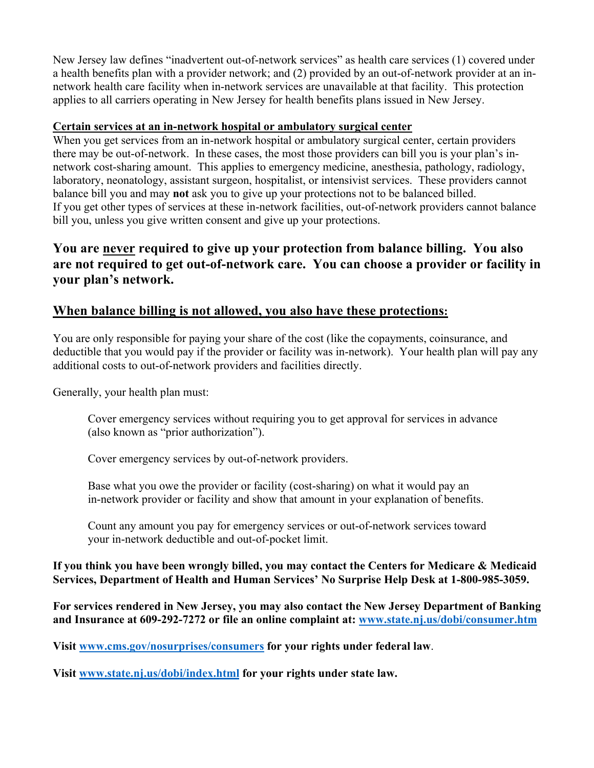New Jersey law defines "inadvertent out-of-network services" as health care services (1) covered under a health benefits plan with a provider network; and (2) provided by an out-of-network provider at an in-network health care facility when in-network services are unavailable at that facility. This protection applies to all carriers operating in New Jersey for health benefits plans issued in New Jersey.

**Certain services at an in-network hospital or ambulatory surgical center**

When you get services from an in-network hospital or ambulatory surgical center, certain providers there may be out-of-network. In these cases, the most those providers can bill you is your plan's in-network cost-sharing amount. This applies to emergency medicine, anesthesia, pathology, radiology, laboratory, neonatology, assistant surgeon, hospitalist, or intensivist services. These providers cannot balance bill you and may **not** ask you to give up your protections not to be balanced billed.
If you get other types of services at these in-network facilities, out-of-network providers cannot balance bill you, unless you give written consent and give up your protections.

### You are never required to give up your protection from balance billing. You also are not required to get out-of-network care. You can choose a provider or facility in your plan's network.

## When balance billing is not allowed, you also have these protections:

You are only responsible for paying your share of the cost (like the copayments, coinsurance, and deductible that you would pay if the provider or facility was in-network). Your health plan will pay any additional costs to out-of-network providers and facilities directly.

Generally, your health plan must:

- Cover emergency services without requiring you to get approval for services in advance (also known as "prior authorization").

- Cover emergency services by out-of-network providers.

- Base what you owe the provider or facility (cost-sharing) on what it would pay an in-network provider or facility and show that amount in your explanation of benefits.

- Count any amount you pay for emergency services or out-of-network services toward your in-network deductible and out-of-pocket limit.

**If you think you have been wrongly billed, you may contact the Centers for Medicare & Medicaid Services, Department of Health and Human Services' No Surprise Help Desk at 1-800-985-3059.**

**For services rendered in New Jersey, you may also contact the New Jersey Department of Banking and Insurance at 609-292-7272 or file an online complaint at: www.state.nj.us/dobi/consumer.htm**

**Visit www.cms.gov/nosurprises/consumers for your rights under federal law**.

**Visit www.state.nj.us/dobi/index.html for your rights under state law.**